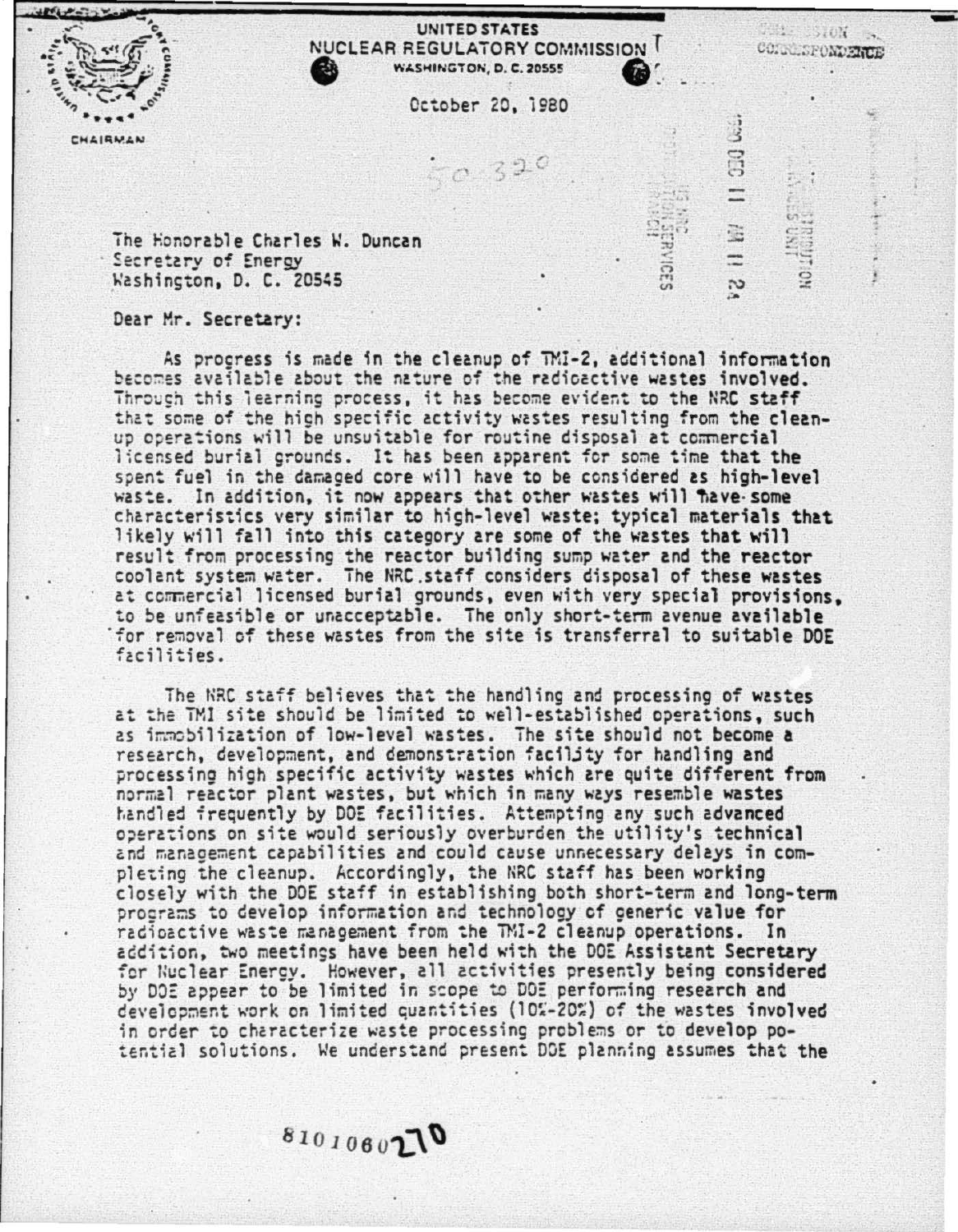UNITED STATES
NUCLEAR REGULATORY COMMISSION
WASHINGTON, D. C. 20555

CHAIRMAN

October 20, 1980

The Honorable Charles W. Duncan
Secretary of Energy
Washington, D. C. 20545

Dear Mr. Secretary:

As progress is made in the cleanup of TMI-2, additional information becomes available about the nature of the radioactive wastes involved. Through this learning process, it has become evident to the NRC staff that some of the high specific activity wastes resulting from the cleanup operations will be unsuitable for routine disposal at commercial licensed burial grounds. It has been apparent for some time that the spent fuel in the damaged core will have to be considered as high-level waste. In addition, it now appears that other wastes will have some characteristics very similar to high-level waste; typical materials that likely will fall into this category are some of the wastes that will result from processing the reactor building sump water and the reactor coolant system water. The NRC staff considers disposal of these wastes at commercial licensed burial grounds, even with very special provisions, to be unfeasible or unacceptable. The only short-term avenue available for removal of these wastes from the site is transferral to suitable DOE facilities.

The NRC staff believes that the handling and processing of wastes at the TMI site should be limited to well-established operations, such as immobilization of low-level wastes. The site should not become a research, development, and demonstration facility for handling and processing high specific activity wastes which are quite different from normal reactor plant wastes, but which in many ways resemble wastes handled frequently by DOE facilities. Attempting any such advanced operations on site would seriously overburden the utility's technical and management capabilities and could cause unnecessary delays in completing the cleanup. Accordingly, the NRC staff has been working closely with the DOE staff in establishing both short-term and long-term programs to develop information and technology of generic value for radioactive waste management from the TMI-2 cleanup operations. In addition, two meetings have been held with the DOE Assistant Secretary for Nuclear Energy. However, all activities presently being considered by DOE appear to be limited in scope to DOE performing research and development work on limited quantities (10%-20%) of the wastes involved in order to characterize waste processing problems or to develop potential solutions. We understand present DOE planning assumes that the

8101060270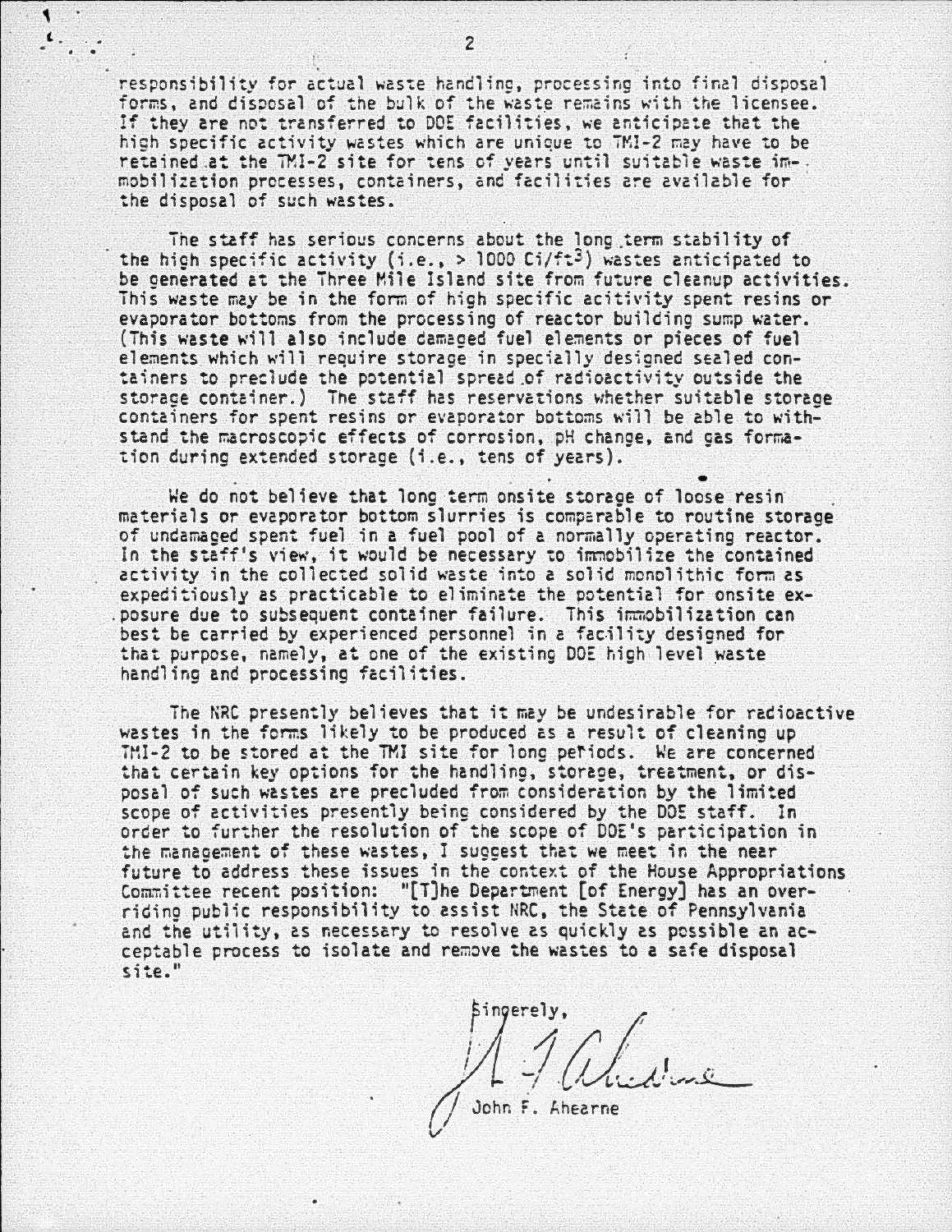responsibility for actual waste handling, processing into final disposal forms, and disposal of the bulk of the waste remains with the licensee. If they are not transferred to DOE facilities, we anticipate that the high specific activity wastes which are unique to TMI-2 may have to be retained at the TMI-2 site for tens of years until suitable waste immobilization processes, containers, and facilities are available for the disposal of such wastes.

The staff has serious concerns about the long term stability of the high specific activity (i.e., > 1000 Ci/ft$^3$) wastes anticipated to be generated at the Three Mile Island site from future cleanup activities. This waste may be in the form of high specific acitivity spent resins or evaporator bottoms from the processing of reactor building sump water. (This waste will also include damaged fuel elements or pieces of fuel elements which will require storage in specially designed sealed containers to preclude the potential spread of radioactivity outside the storage container.) The staff has reservations whether suitable storage containers for spent resins or evaporator bottoms will be able to withstand the macroscopic effects of corrosion, pH change, and gas formation during extended storage (i.e., tens of years).

We do not believe that long term onsite storage of loose resin materials or evaporator bottom slurries is comparable to routine storage of undamaged spent fuel in a fuel pool of a normally operating reactor. In the staff's view, it would be necessary to immobilize the contained activity in the collected solid waste into a solid monolithic form as expeditiously as practicable to eliminate the potential for onsite exposure due to subsequent container failure. This immobilization can best be carried by experienced personnel in a facility designed for that purpose, namely, at one of the existing DOE high level waste handling and processing facilities.

The NRC presently believes that it may be undesirable for radioactive wastes in the forms likely to be produced as a result of cleaning up TMI-2 to be stored at the TMI site for long periods. We are concerned that certain key options for the handling, storage, treatment, or disposal of such wastes are precluded from consideration by the limited scope of activities presently being considered by the DOE staff. In order to further the resolution of the scope of DOE's participation in the management of these wastes, I suggest that we meet in the near future to address these issues in the context of the House Appropriations Committee recent position: "[T]he Department [of Energy] has an overriding public responsibility to assist NRC, the State of Pennsylvania and the utility, as necessary to resolve as quickly as possible an acceptable process to isolate and remove the wastes to a safe disposal site."

Sincerely,

John F. Ahearne